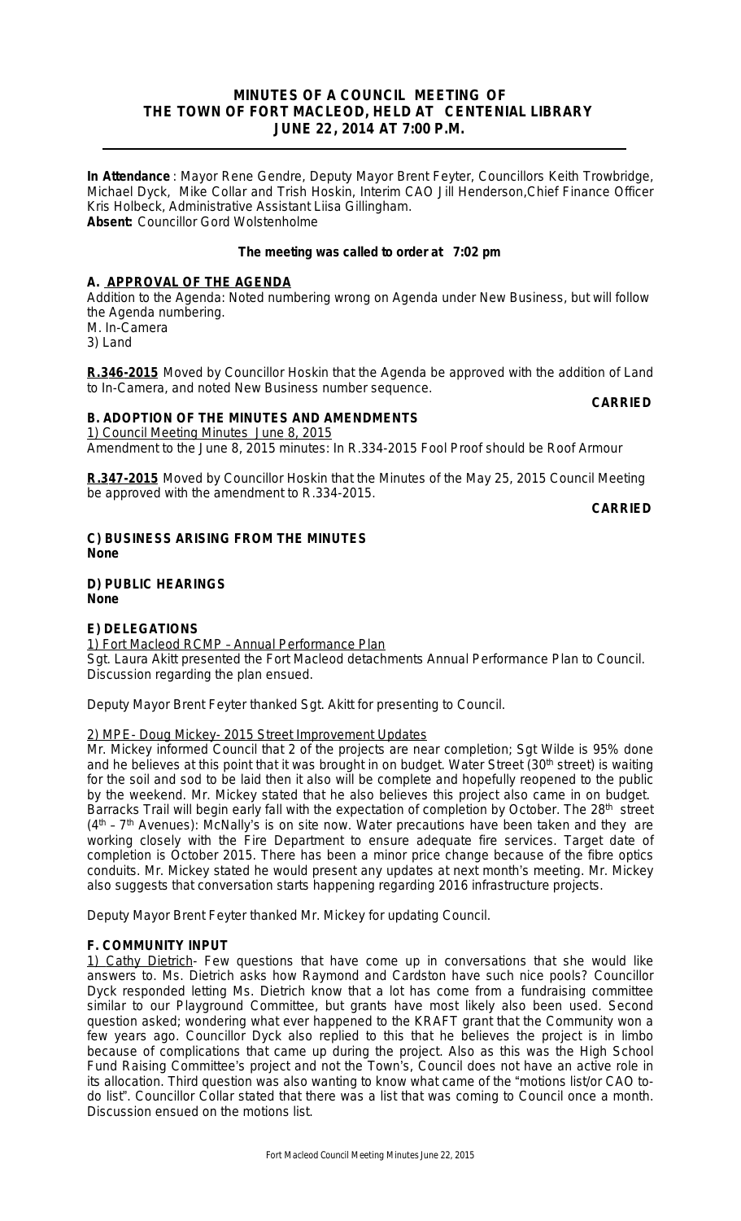# MINUTES OF A COUNCIL MEETING OF THE TOWN OF FORT MACLEOD, HELD AT CENTENIAL LIBRARY JUNE 22, 2014 AT 7:00 P.M.

**In Attendance** : Mayor Rene Gendre, Deputy Mayor Brent Feyter, Councillors Keith Trowbridge, Michael Dyck, Mike Collar and Trish Hoskin, Interim CAO Jill Henderson,Chief Finance Officer Kris Holbeck, Administrative Assistant Liisa Gillingham.
**Absent:** Councillor Gord Wolstenholme

**The meeting was called to order at 7:02 pm**

## A. APPROVAL OF THE AGENDA

Addition to the Agenda: Noted numbering wrong on Agenda under New Business, but will follow the Agenda numbering.
M. In-Camera
3) Land

**R.346-2015** Moved by Councillor Hoskin that the Agenda be approved with the addition of Land to In-Camera, and noted New Business number sequence.

**CARRIED**

## B. ADOPTION OF THE MINUTES AND AMENDMENTS

1) Council Meeting Minutes June 8, 2015
Amendment to the June 8, 2015 minutes: In R.334-2015 Fool Proof should be Roof Armour

**R.347-2015** Moved by Councillor Hoskin that the Minutes of the May 25, 2015 Council Meeting be approved with the amendment to R.334-2015.

**CARRIED**

## C) BUSINESS ARISING FROM THE MINUTES

**None**

## D) PUBLIC HEARINGS

**None**

## E) DELEGATIONS

1) Fort Macleod RCMP – Annual Performance Plan
Sgt. Laura Akitt presented the Fort Macleod detachments Annual Performance Plan to Council. Discussion regarding the plan ensued.

Deputy Mayor Brent Feyter thanked Sgt. Akitt for presenting to Council.

2) MPE- Doug Mickey- 2015 Street Improvement Updates
Mr. Mickey informed Council that 2 of the projects are near completion; Sgt Wilde is 95% done and he believes at this point that it was brought in on budget. Water Street (30th street) is waiting for the soil and sod to be laid then it also will be complete and hopefully reopened to the public by the weekend. Mr. Mickey stated that he also believes this project also came in on budget. Barracks Trail will begin early fall with the expectation of completion by October. The 28th street (4th – 7th Avenues): McNally's is on site now. Water precautions have been taken and they are working closely with the Fire Department to ensure adequate fire services. Target date of completion is October 2015. There has been a minor price change because of the fibre optics conduits. Mr. Mickey stated he would present any updates at next month's meeting. Mr. Mickey also suggests that conversation starts happening regarding 2016 infrastructure projects.

Deputy Mayor Brent Feyter thanked Mr. Mickey for updating Council.

## F. COMMUNITY INPUT

1) Cathy Dietrich- Few questions that have come up in conversations that she would like answers to. Ms. Dietrich asks how Raymond and Cardston have such nice pools? Councillor Dyck responded letting Ms. Dietrich know that a lot has come from a fundraising committee similar to our Playground Committee, but grants have most likely also been used. Second question asked; wondering what ever happened to the KRAFT grant that the Community won a few years ago. Councillor Dyck also replied to this that he believes the project is in limbo because of complications that came up during the project. Also as this was the High School Fund Raising Committee's project and not the Town's, Council does not have an active role in its allocation. Third question was also wanting to know what came of the "motions list/or CAO to-do list". Councillor Collar stated that there was a list that was coming to Council once a month. Discussion ensued on the motions list.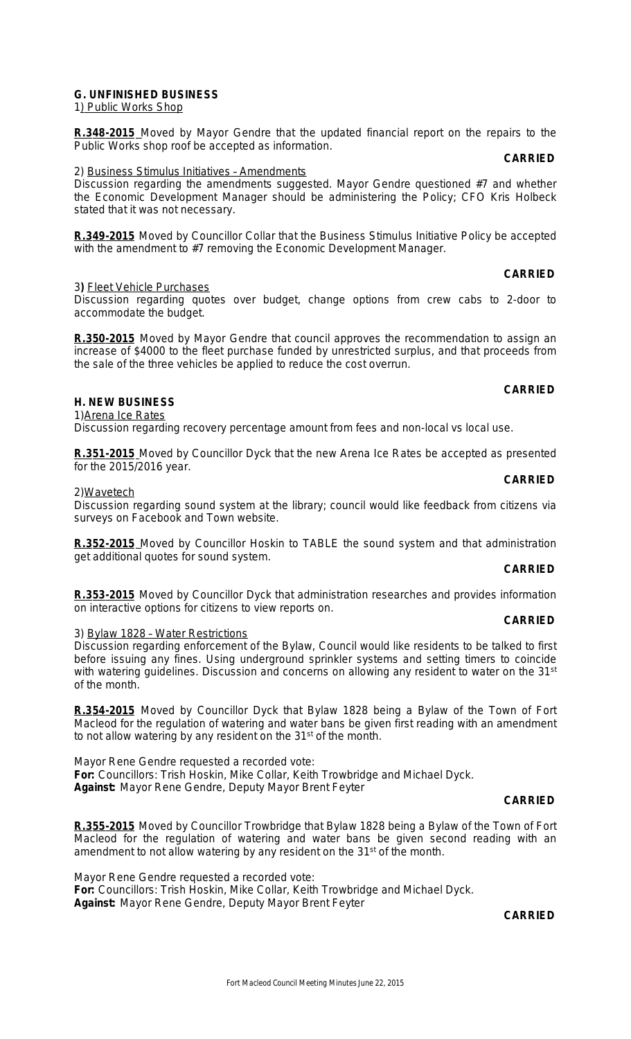**G. UNFINISHED BUSINESS**

1) Public Works Shop

**R.348-2015** Moved by Mayor Gendre that the updated financial report on the repairs to the Public Works shop roof be accepted as information.

**CARRIED**

2) Business Stimulus Initiatives – Amendments

Discussion regarding the amendments suggested. Mayor Gendre questioned #7 and whether the Economic Development Manager should be administering the Policy; CFO Kris Holbeck stated that it was not necessary.

**R.349-2015** Moved by Councillor Collar that the Business Stimulus Initiative Policy be accepted with the amendment to #7 removing the Economic Development Manager.

**CARRIED**

3) Fleet Vehicle Purchases

Discussion regarding quotes over budget, change options from crew cabs to 2-door to accommodate the budget.

**R.350-2015** Moved by Mayor Gendre that council approves the recommendation to assign an increase of $4000 to the fleet purchase funded by unrestricted surplus, and that proceeds from the sale of the three vehicles be applied to reduce the cost overrun.

**CARRIED**

**H. NEW BUSINESS**

1) Arena Ice Rates

Discussion regarding recovery percentage amount from fees and non-local vs local use.

**R.351-2015** Moved by Councillor Dyck that the new Arena Ice Rates be accepted as presented for the 2015/2016 year.

**CARRIED**

2) Wavetech

Discussion regarding sound system at the library; council would like feedback from citizens via surveys on Facebook and Town website.

**R.352-2015** Moved by Councillor Hoskin to TABLE the sound system and that administration get additional quotes for sound system.

**CARRIED**

**R.353-2015** Moved by Councillor Dyck that administration researches and provides information on interactive options for citizens to view reports on.

**CARRIED**

3) Bylaw 1828 – Water Restrictions

Discussion regarding enforcement of the Bylaw, Council would like residents to be talked to first before issuing any fines. Using underground sprinkler systems and setting timers to coincide with watering guidelines. Discussion and concerns on allowing any resident to water on the 31st of the month.

**R.354-2015** Moved by Councillor Dyck that Bylaw 1828 being a Bylaw of the Town of Fort Macleod for the regulation of watering and water bans be given first reading with an amendment to not allow watering by any resident on the 31st of the month.

Mayor Rene Gendre requested a recorded vote:
**For:** Councillors: Trish Hoskin, Mike Collar, Keith Trowbridge and Michael Dyck.
**Against:** Mayor Rene Gendre, Deputy Mayor Brent Feyter

**CARRIED**

**R.355-2015** Moved by Councillor Trowbridge that Bylaw 1828 being a Bylaw of the Town of Fort Macleod for the regulation of watering and water bans be given second reading with an amendment to not allow watering by any resident on the 31st of the month.

Mayor Rene Gendre requested a recorded vote:
**For:** Councillors: Trish Hoskin, Mike Collar, Keith Trowbridge and Michael Dyck.
**Against:** Mayor Rene Gendre, Deputy Mayor Brent Feyter

**CARRIED**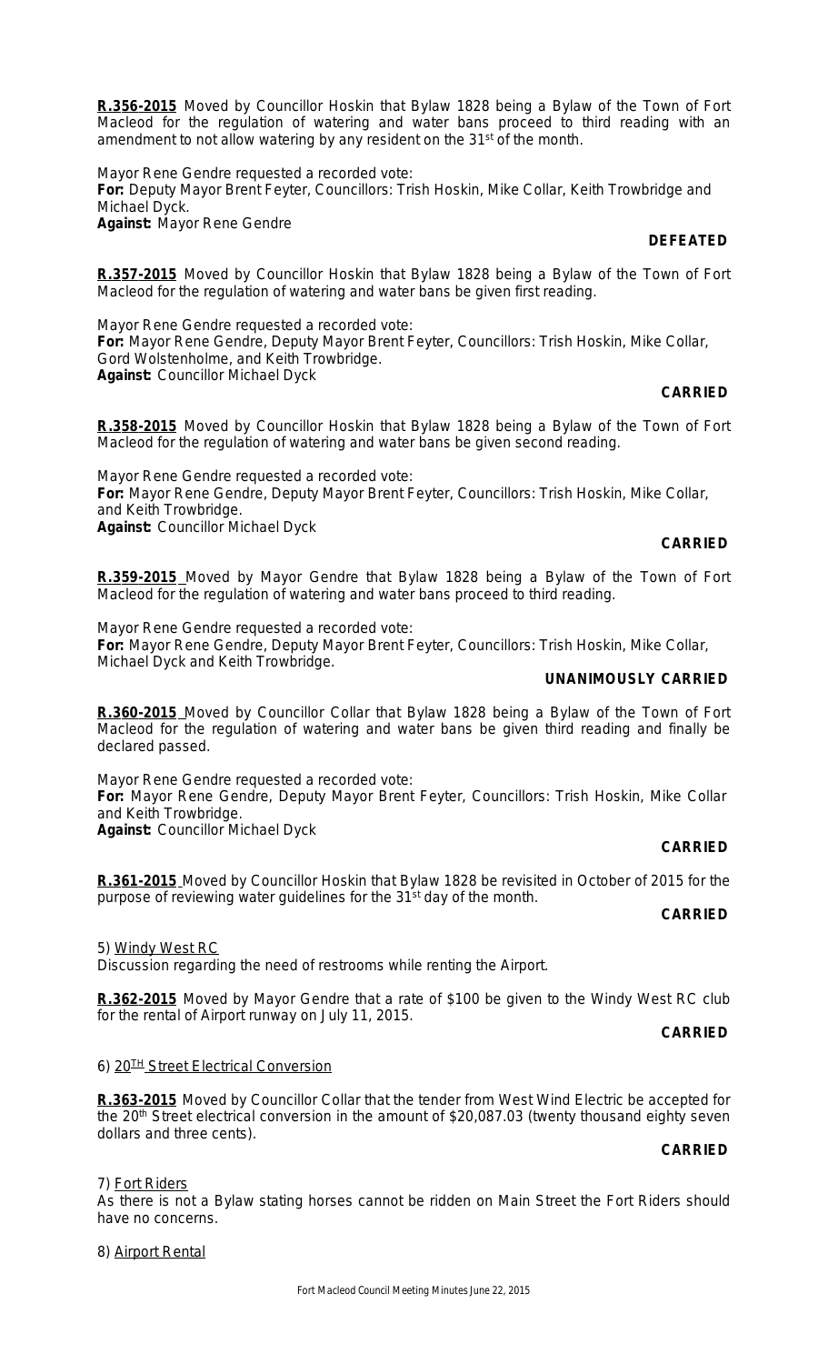**R.356-2015** Moved by Councillor Hoskin that Bylaw 1828 being a Bylaw of the Town of Fort Macleod for the regulation of watering and water bans proceed to third reading with an amendment to not allow watering by any resident on the 31st of the month.

Mayor Rene Gendre requested a recorded vote:
**For:** Deputy Mayor Brent Feyter, Councillors: Trish Hoskin, Mike Collar, Keith Trowbridge and Michael Dyck.
**Against:** Mayor Rene Gendre

**DEFEATED**

**R.357-2015** Moved by Councillor Hoskin that Bylaw 1828 being a Bylaw of the Town of Fort Macleod for the regulation of watering and water bans be given first reading.

Mayor Rene Gendre requested a recorded vote:
**For:** Mayor Rene Gendre, Deputy Mayor Brent Feyter, Councillors: Trish Hoskin, Mike Collar, Gord Wolstenholme, and Keith Trowbridge.
**Against:** Councillor Michael Dyck

**CARRIED**

**R.358-2015** Moved by Councillor Hoskin that Bylaw 1828 being a Bylaw of the Town of Fort Macleod for the regulation of watering and water bans be given second reading.

Mayor Rene Gendre requested a recorded vote:
**For:** Mayor Rene Gendre, Deputy Mayor Brent Feyter, Councillors: Trish Hoskin, Mike Collar, and Keith Trowbridge.
**Against:** Councillor Michael Dyck

**CARRIED**

**R.359-2015** Moved by Mayor Gendre that Bylaw 1828 being a Bylaw of the Town of Fort Macleod for the regulation of watering and water bans proceed to third reading.

Mayor Rene Gendre requested a recorded vote:
**For:** Mayor Rene Gendre, Deputy Mayor Brent Feyter, Councillors: Trish Hoskin, Mike Collar, Michael Dyck and Keith Trowbridge.

**UNANIMOUSLY CARRIED**

**R.360-2015** Moved by Councillor Collar that Bylaw 1828 being a Bylaw of the Town of Fort Macleod for the regulation of watering and water bans be given third reading and finally be declared passed.

Mayor Rene Gendre requested a recorded vote:
**For:** Mayor Rene Gendre, Deputy Mayor Brent Feyter, Councillors: Trish Hoskin, Mike Collar and Keith Trowbridge.
**Against:** Councillor Michael Dyck

**CARRIED**

**R.361-2015** Moved by Councillor Hoskin that Bylaw 1828 be revisited in October of 2015 for the purpose of reviewing water guidelines for the 31st day of the month.

**CARRIED**

5) Windy West RC
Discussion regarding the need of restrooms while renting the Airport.

**R.362-2015** Moved by Mayor Gendre that a rate of $100 be given to the Windy West RC club for the rental of Airport runway on July 11, 2015.

**CARRIED**

6) 20TH Street Electrical Conversion

**R.363-2015** Moved by Councillor Collar that the tender from West Wind Electric be accepted for the 20th Street electrical conversion in the amount of $20,087.03 (twenty thousand eighty seven dollars and three cents).

**CARRIED**

7) Fort Riders
As there is not a Bylaw stating horses cannot be ridden on Main Street the Fort Riders should have no concerns.

8) Airport Rental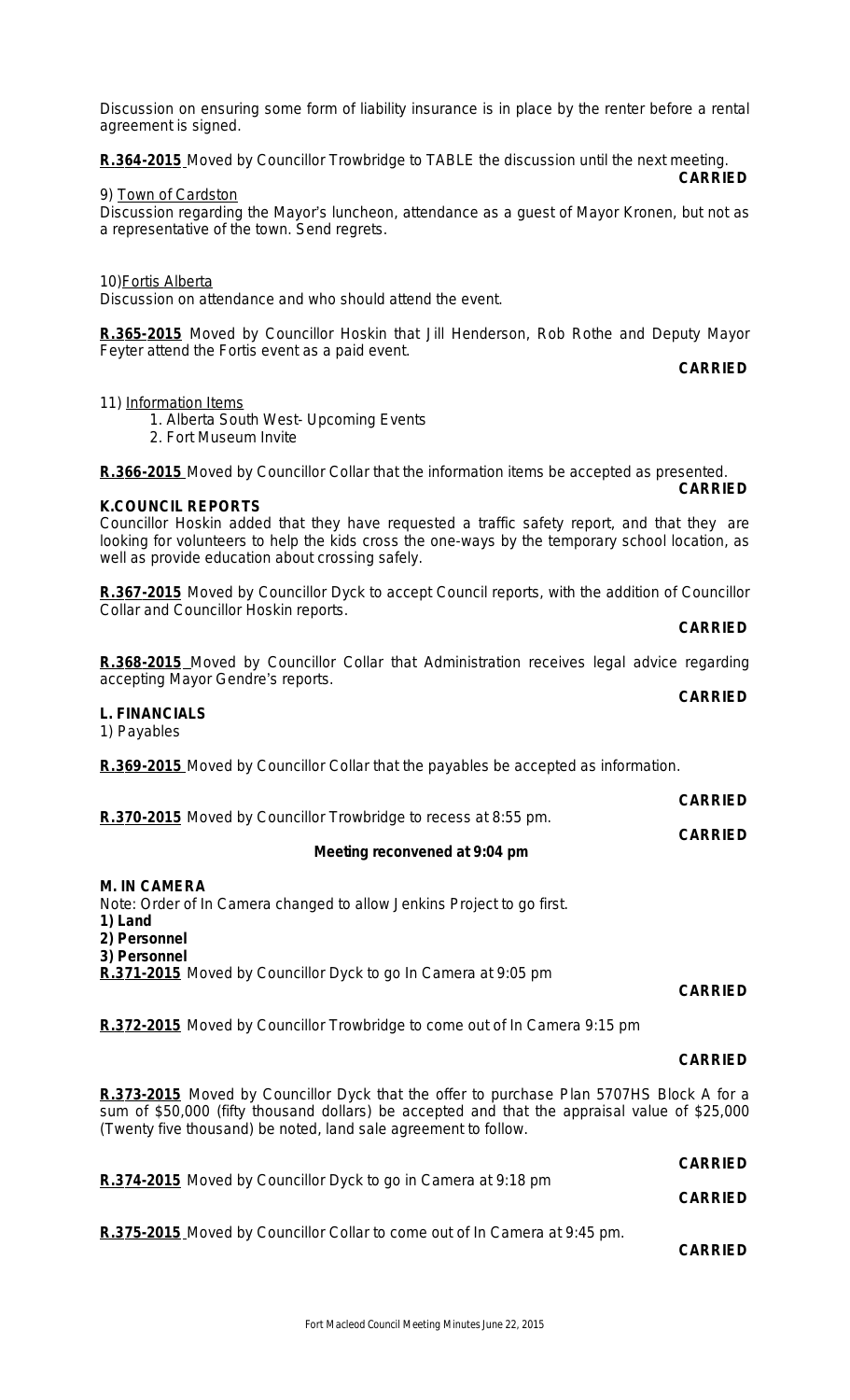Discussion on ensuring some form of liability insurance is in place by the renter before a rental agreement is signed.

**R.364-2015** Moved by Councillor Trowbridge to TABLE the discussion until the next meeting.
**CARRIED**

9) Town of Cardston
Discussion regarding the Mayor's luncheon, attendance as a guest of Mayor Kronen, but not as a representative of the town. Send regrets.

10)Fortis Alberta
Discussion on attendance and who should attend the event.

**R.365-2015** Moved by Councillor Hoskin that Jill Henderson, Rob Rothe and Deputy Mayor Feyter attend the Fortis event as a paid event.
**CARRIED**

11) Information Items
1. Alberta South West- Upcoming Events
2. Fort Museum Invite

**R.366-2015** Moved by Councillor Collar that the information items be accepted as presented.
**CARRIED**

**K.COUNCIL REPORTS**

Councillor Hoskin added that they have requested a traffic safety report, and that they are looking for volunteers to help the kids cross the one-ways by the temporary school location, as well as provide education about crossing safely.

**R.367-2015** Moved by Councillor Dyck to accept Council reports, with the addition of Councillor Collar and Councillor Hoskin reports.
**CARRIED**

**R.368-2015** Moved by Councillor Collar that Administration receives legal advice regarding accepting Mayor Gendre's reports.
**CARRIED**

**L. FINANCIALS**

1) Payables

**R.369-2015** Moved by Councillor Collar that the payables be accepted as information.
**CARRIED**

**R.370-2015** Moved by Councillor Trowbridge to recess at 8:55 pm.
**CARRIED**

**Meeting reconvened at 9:04 pm**

**M. IN CAMERA**

Note: Order of In Camera changed to allow Jenkins Project to go first.

**1) Land**
**2) Personnel**
**3) Personnel**

**R.371-2015** Moved by Councillor Dyck to go In Camera at 9:05 pm
**CARRIED**

**R.372-2015** Moved by Councillor Trowbridge to come out of In Camera 9:15 pm
**CARRIED**

**R.373-2015** Moved by Councillor Dyck that the offer to purchase Plan 5707HS Block A for a sum of $50,000 (fifty thousand dollars) be accepted and that the appraisal value of $25,000 (Twenty five thousand) be noted, land sale agreement to follow.
**CARRIED**

**R.374-2015** Moved by Councillor Dyck to go in Camera at 9:18 pm
**CARRIED**

**R.375-2015** Moved by Councillor Collar to come out of In Camera at 9:45 pm.
**CARRIED**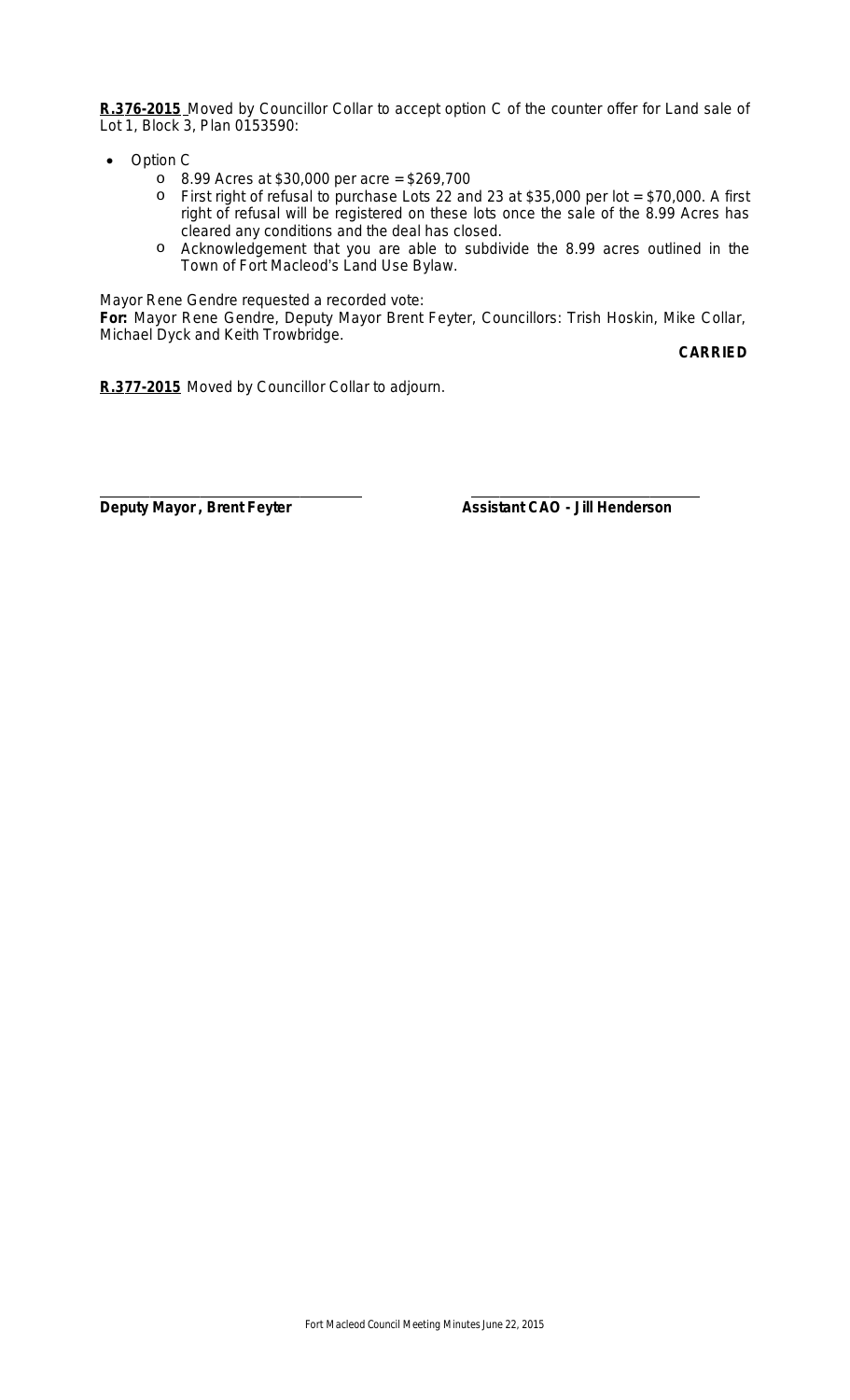**R.376-2015** Moved by Councillor Collar to accept option C of the counter offer for Land sale of Lot 1, Block 3, Plan 0153590:

- Option C
  - 8.99 Acres at $30,000 per acre = $269,700
  - First right of refusal to purchase Lots 22 and 23 at $35,000 per lot = $70,000. A first right of refusal will be registered on these lots once the sale of the 8.99 Acres has cleared any conditions and the deal has closed.
  - Acknowledgement that you are able to subdivide the 8.99 acres outlined in the Town of Fort Macleod's Land Use Bylaw.

Mayor Rene Gendre requested a recorded vote:
**For:** Mayor Rene Gendre, Deputy Mayor Brent Feyter, Councillors: Trish Hoskin, Mike Collar, Michael Dyck and Keith Trowbridge.

**CARRIED**

**R.377-2015** Moved by Councillor Collar to adjourn.

**Deputy Mayor , Brent Feyter** | **Assistant CAO - Jill Henderson**